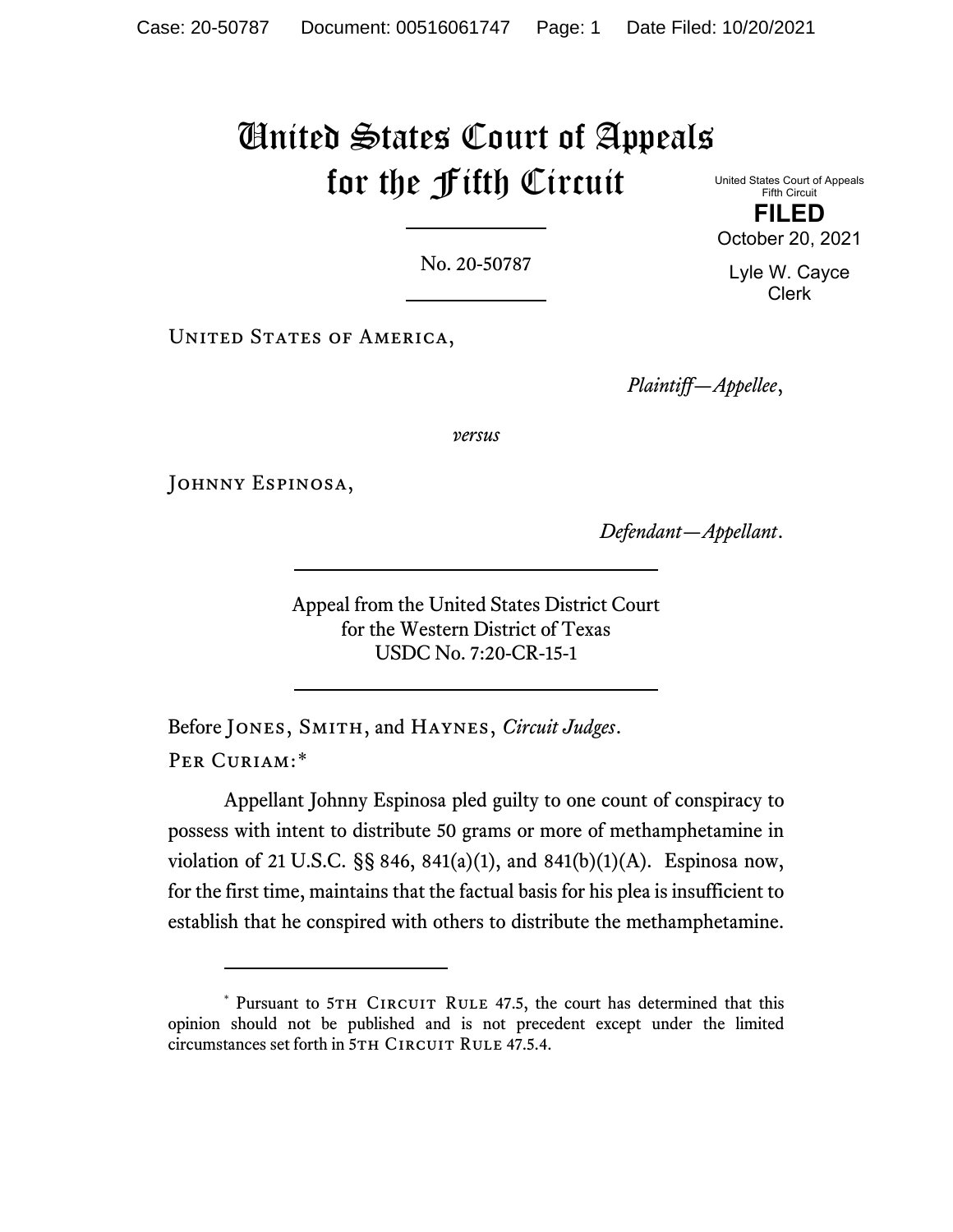# United States Court of Appeals for the Fifth Circuit

United States Court of Appeals
Fifth Circuit

**FILED**

October 20, 2021

Lyle W. Cayce
Clerk

No. 20-50787

United States of America,

*Plaintiff—Appellee*,

*versus*

Johnny Espinosa,

*Defendant—Appellant*.

Appeal from the United States District Court
for the Western District of Texas
USDC No. 7:20-CR-15-1

Before Jones, Smith, and Haynes, *Circuit Judges*.

Per Curiam:*

Appellant Johnny Espinosa pled guilty to one count of conspiracy to possess with intent to distribute 50 grams or more of methamphetamine in violation of 21 U.S.C. §§ 846, 841(a)(1), and 841(b)(1)(A). Espinosa now, for the first time, maintains that the factual basis for his plea is insufficient to establish that he conspired with others to distribute the methamphetamine.

---

* Pursuant to 5th Circuit Rule 47.5, the court has determined that this opinion should not be published and is not precedent except under the limited circumstances set forth in 5th Circuit Rule 47.5.4.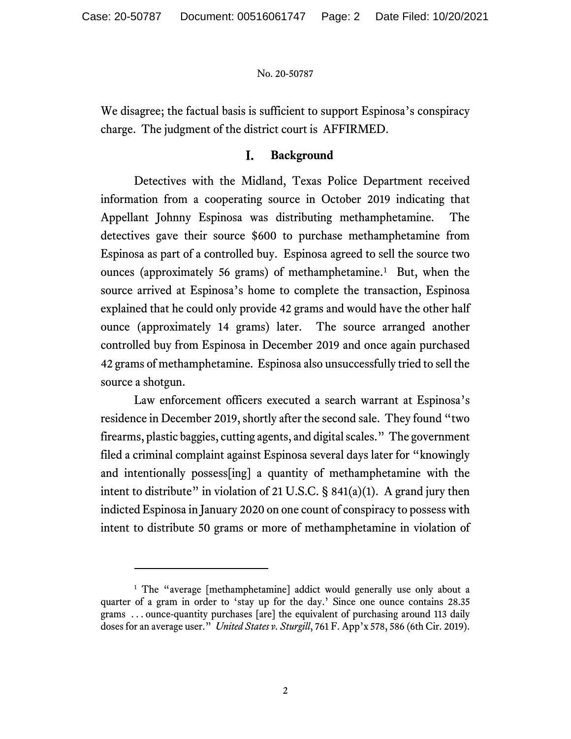We disagree; the factual basis is sufficient to support Espinosa's conspiracy charge. The judgment of the district court is AFFIRMED.

## I. Background

Detectives with the Midland, Texas Police Department received information from a cooperating source in October 2019 indicating that Appellant Johnny Espinosa was distributing methamphetamine. The detectives gave their source $600 to purchase methamphetamine from Espinosa as part of a controlled buy. Espinosa agreed to sell the source two ounces (approximately 56 grams) of methamphetamine.[1] But, when the source arrived at Espinosa's home to complete the transaction, Espinosa explained that he could only provide 42 grams and would have the other half ounce (approximately 14 grams) later. The source arranged another controlled buy from Espinosa in December 2019 and once again purchased 42 grams of methamphetamine. Espinosa also unsuccessfully tried to sell the source a shotgun.

Law enforcement officers executed a search warrant at Espinosa's residence in December 2019, shortly after the second sale. They found "two firearms, plastic baggies, cutting agents, and digital scales." The government filed a criminal complaint against Espinosa several days later for "knowingly and intentionally possess[ing] a quantity of methamphetamine with the intent to distribute" in violation of 21 U.S.C. § 841(a)(1). A grand jury then indicted Espinosa in January 2020 on one count of conspiracy to possess with intent to distribute 50 grams or more of methamphetamine in violation of

---

[1] The "average [methamphetamine] addict would generally use only about a quarter of a gram in order to 'stay up for the day.' Since one ounce contains 28.35 grams . . . ounce-quantity purchases [are] the equivalent of purchasing around 113 daily doses for an average user." *United States v. Sturgill*, 761 F. App'x 578, 586 (6th Cir. 2019).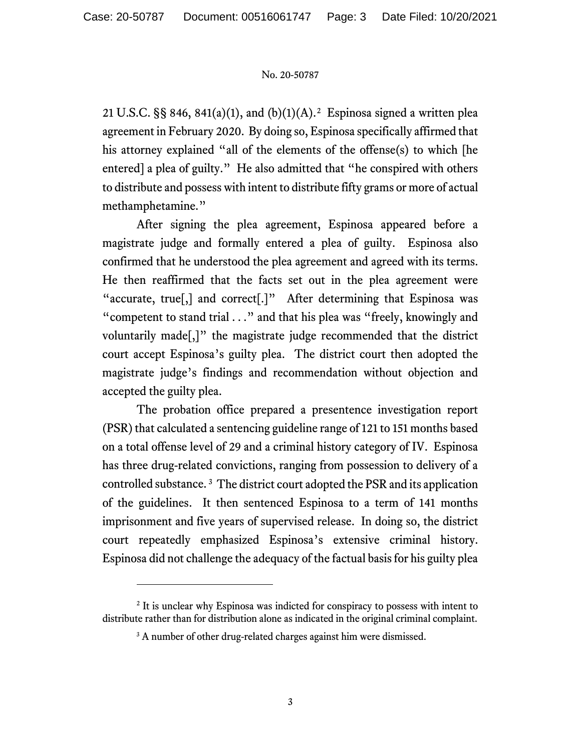21 U.S.C. §§ 846, 841(a)(1), and (b)(1)(A).[2] Espinosa signed a written plea agreement in February 2020. By doing so, Espinosa specifically affirmed that his attorney explained "all of the elements of the offense(s) to which [he entered] a plea of guilty." He also admitted that "he conspired with others to distribute and possess with intent to distribute fifty grams or more of actual methamphetamine."

After signing the plea agreement, Espinosa appeared before a magistrate judge and formally entered a plea of guilty. Espinosa also confirmed that he understood the plea agreement and agreed with its terms. He then reaffirmed that the facts set out in the plea agreement were "accurate, true[,] and correct[.]" After determining that Espinosa was "competent to stand trial . . ." and that his plea was "freely, knowingly and voluntarily made[,]" the magistrate judge recommended that the district court accept Espinosa's guilty plea. The district court then adopted the magistrate judge's findings and recommendation without objection and accepted the guilty plea.

The probation office prepared a presentence investigation report (PSR) that calculated a sentencing guideline range of 121 to 151 months based on a total offense level of 29 and a criminal history category of IV. Espinosa has three drug-related convictions, ranging from possession to delivery of a controlled substance.[3] The district court adopted the PSR and its application of the guidelines. It then sentenced Espinosa to a term of 141 months imprisonment and five years of supervised release. In doing so, the district court repeatedly emphasized Espinosa's extensive criminal history. Espinosa did not challenge the adequacy of the factual basis for his guilty plea

---

[2] It is unclear why Espinosa was indicted for conspiracy to possess with intent to distribute rather than for distribution alone as indicated in the original criminal complaint.

[3] A number of other drug-related charges against him were dismissed.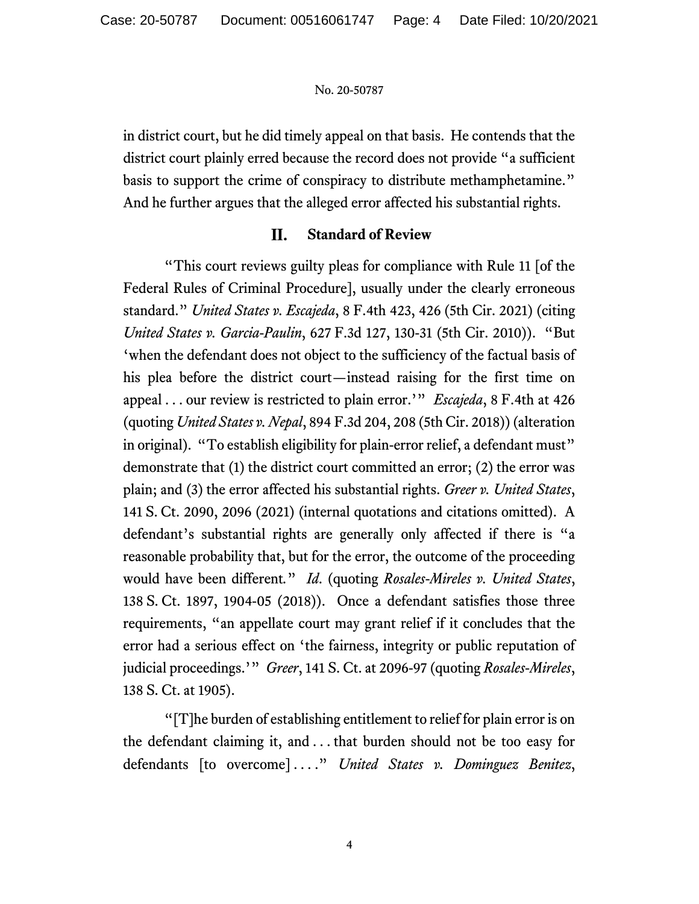in district court, but he did timely appeal on that basis. He contends that the district court plainly erred because the record does not provide "a sufficient basis to support the crime of conspiracy to distribute methamphetamine." And he further argues that the alleged error affected his substantial rights.

## II. Standard of Review

"This court reviews guilty pleas for compliance with Rule 11 [of the Federal Rules of Criminal Procedure], usually under the clearly erroneous standard." *United States v. Escajeda*, 8 F.4th 423, 426 (5th Cir. 2021) (citing *United States v. Garcia-Paulin*, 627 F.3d 127, 130-31 (5th Cir. 2010)). "But 'when the defendant does not object to the sufficiency of the factual basis of his plea before the district court—instead raising for the first time on appeal . . . our review is restricted to plain error.'" *Escajeda*, 8 F.4th at 426 (quoting *United States v. Nepal*, 894 F.3d 204, 208 (5th Cir. 2018)) (alteration in original). "To establish eligibility for plain-error relief, a defendant must" demonstrate that (1) the district court committed an error; (2) the error was plain; and (3) the error affected his substantial rights. *Greer v. United States*, 141 S. Ct. 2090, 2096 (2021) (internal quotations and citations omitted). A defendant's substantial rights are generally only affected if there is "a reasonable probability that, but for the error, the outcome of the proceeding would have been different." *Id.* (quoting *Rosales-Mireles v. United States*, 138 S. Ct. 1897, 1904-05 (2018)). Once a defendant satisfies those three requirements, "an appellate court may grant relief if it concludes that the error had a serious effect on 'the fairness, integrity or public reputation of judicial proceedings.'" *Greer*, 141 S. Ct. at 2096-97 (quoting *Rosales-Mireles*, 138 S. Ct. at 1905).

"[T]he burden of establishing entitlement to relief for plain error is on the defendant claiming it, and . . . that burden should not be too easy for defendants [to overcome] . . . ." *United States v. Dominguez Benitez*,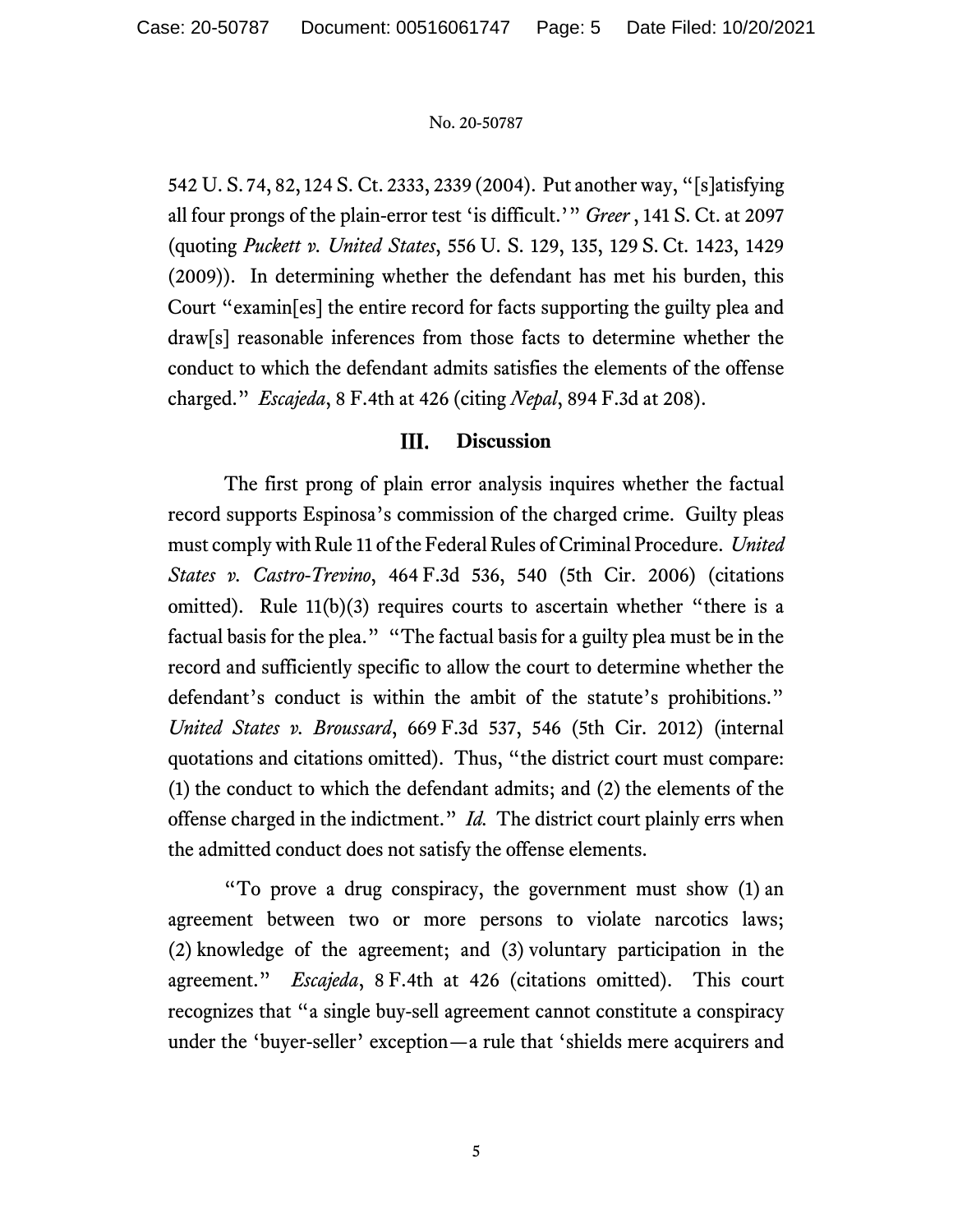542 U. S. 74, 82, 124 S. Ct. 2333, 2339 (2004). Put another way, "[s]atisfying all four prongs of the plain-error test 'is difficult.'" *Greer*, 141 S. Ct. at 2097 (quoting *Puckett v. United States*, 556 U. S. 129, 135, 129 S. Ct. 1423, 1429 (2009)). In determining whether the defendant has met his burden, this Court "examin[es] the entire record for facts supporting the guilty plea and draw[s] reasonable inferences from those facts to determine whether the conduct to which the defendant admits satisfies the elements of the offense charged." *Escajeda*, 8 F.4th at 426 (citing *Nepal*, 894 F.3d at 208).

## III. Discussion

The first prong of plain error analysis inquires whether the factual record supports Espinosa's commission of the charged crime. Guilty pleas must comply with Rule 11 of the Federal Rules of Criminal Procedure. *United States v. Castro-Trevino*, 464 F.3d 536, 540 (5th Cir. 2006) (citations omitted). Rule 11(b)(3) requires courts to ascertain whether "there is a factual basis for the plea." "The factual basis for a guilty plea must be in the record and sufficiently specific to allow the court to determine whether the defendant's conduct is within the ambit of the statute's prohibitions." *United States v. Broussard*, 669 F.3d 537, 546 (5th Cir. 2012) (internal quotations and citations omitted). Thus, "the district court must compare: (1) the conduct to which the defendant admits; and (2) the elements of the offense charged in the indictment." *Id.* The district court plainly errs when the admitted conduct does not satisfy the offense elements.

"To prove a drug conspiracy, the government must show (1) an agreement between two or more persons to violate narcotics laws; (2) knowledge of the agreement; and (3) voluntary participation in the agreement." *Escajeda*, 8 F.4th at 426 (citations omitted). This court recognizes that "a single buy-sell agreement cannot constitute a conspiracy under the 'buyer-seller' exception—a rule that 'shields mere acquirers and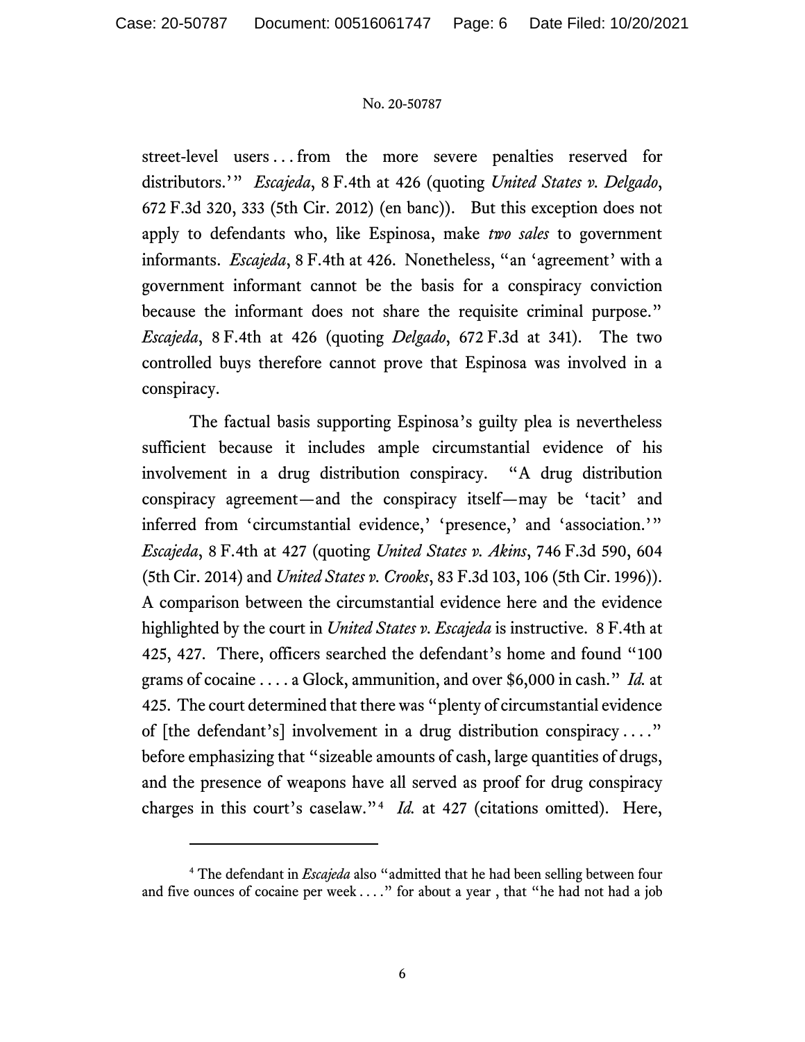street-level users . . . from the more severe penalties reserved for distributors.'" *Escajeda*, 8 F.4th at 426 (quoting *United States v. Delgado*, 672 F.3d 320, 333 (5th Cir. 2012) (en banc)). But this exception does not apply to defendants who, like Espinosa, make *two sales* to government informants. *Escajeda*, 8 F.4th at 426. Nonetheless, "an 'agreement' with a government informant cannot be the basis for a conspiracy conviction because the informant does not share the requisite criminal purpose." *Escajeda*, 8 F.4th at 426 (quoting *Delgado*, 672 F.3d at 341). The two controlled buys therefore cannot prove that Espinosa was involved in a conspiracy.

The factual basis supporting Espinosa's guilty plea is nevertheless sufficient because it includes ample circumstantial evidence of his involvement in a drug distribution conspiracy. "A drug distribution conspiracy agreement—and the conspiracy itself—may be 'tacit' and inferred from 'circumstantial evidence,' 'presence,' and 'association.'" *Escajeda*, 8 F.4th at 427 (quoting *United States v. Akins*, 746 F.3d 590, 604 (5th Cir. 2014) and *United States v. Crooks*, 83 F.3d 103, 106 (5th Cir. 1996)). A comparison between the circumstantial evidence here and the evidence highlighted by the court in *United States v. Escajeda* is instructive. 8 F.4th at 425, 427. There, officers searched the defendant's home and found "100 grams of cocaine . . . . a Glock, ammunition, and over $6,000 in cash." *Id.* at 425. The court determined that there was "plenty of circumstantial evidence of [the defendant's] involvement in a drug distribution conspiracy . . . ." before emphasizing that "sizeable amounts of cash, large quantities of drugs, and the presence of weapons have all served as proof for drug conspiracy charges in this court's caselaw."[4] *Id.* at 427 (citations omitted). Here,

---

[4] The defendant in *Escajeda* also "admitted that he had been selling between four and five ounces of cocaine per week . . . ." for about a year , that "he had not had a job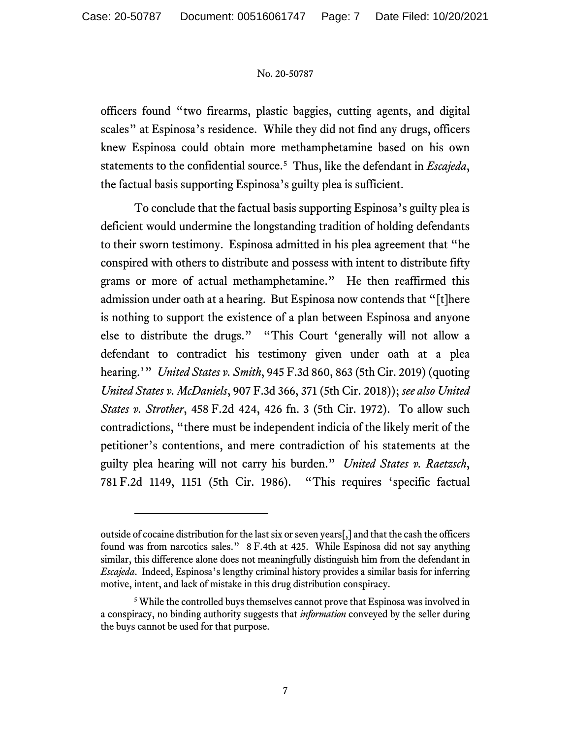officers found "two firearms, plastic baggies, cutting agents, and digital scales" at Espinosa's residence. While they did not find any drugs, officers knew Espinosa could obtain more methamphetamine based on his own statements to the confidential source.[5] Thus, like the defendant in *Escajeda*, the factual basis supporting Espinosa's guilty plea is sufficient.

To conclude that the factual basis supporting Espinosa's guilty plea is deficient would undermine the longstanding tradition of holding defendants to their sworn testimony. Espinosa admitted in his plea agreement that "he conspired with others to distribute and possess with intent to distribute fifty grams or more of actual methamphetamine." He then reaffirmed this admission under oath at a hearing. But Espinosa now contends that "[t]here is nothing to support the existence of a plan between Espinosa and anyone else to distribute the drugs." "This Court 'generally will not allow a defendant to contradict his testimony given under oath at a plea hearing.'" *United States v. Smith*, 945 F.3d 860, 863 (5th Cir. 2019) (quoting *United States v. McDaniels*, 907 F.3d 366, 371 (5th Cir. 2018)); *see also United States v. Strother*, 458 F.2d 424, 426 fn. 3 (5th Cir. 1972). To allow such contradictions, "there must be independent indicia of the likely merit of the petitioner's contentions, and mere contradiction of his statements at the guilty plea hearing will not carry his burden." *United States v. Raetzsch*, 781 F.2d 1149, 1151 (5th Cir. 1986). "This requires 'specific factual

---

outside of cocaine distribution for the last six or seven years[,] and that the cash the officers found was from narcotics sales." 8 F.4th at 425. While Espinosa did not say anything similar, this difference alone does not meaningfully distinguish him from the defendant in *Escajeda*. Indeed, Espinosa's lengthy criminal history provides a similar basis for inferring motive, intent, and lack of mistake in this drug distribution conspiracy.

[5] While the controlled buys themselves cannot prove that Espinosa was involved in a conspiracy, no binding authority suggests that *information* conveyed by the seller during the buys cannot be used for that purpose.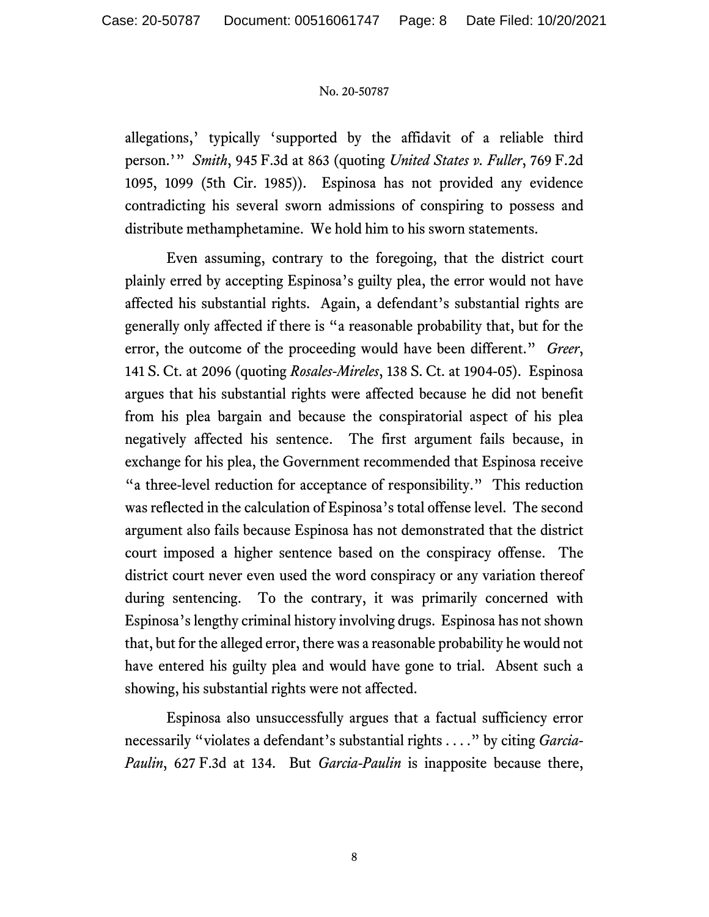allegations,' typically 'supported by the affidavit of a reliable third person.'" *Smith*, 945 F.3d at 863 (quoting *United States v. Fuller*, 769 F.2d 1095, 1099 (5th Cir. 1985)). Espinosa has not provided any evidence contradicting his several sworn admissions of conspiring to possess and distribute methamphetamine. We hold him to his sworn statements.

Even assuming, contrary to the foregoing, that the district court plainly erred by accepting Espinosa's guilty plea, the error would not have affected his substantial rights. Again, a defendant's substantial rights are generally only affected if there is "a reasonable probability that, but for the error, the outcome of the proceeding would have been different." *Greer*, 141 S. Ct. at 2096 (quoting *Rosales-Mireles*, 138 S. Ct. at 1904-05). Espinosa argues that his substantial rights were affected because he did not benefit from his plea bargain and because the conspiratorial aspect of his plea negatively affected his sentence. The first argument fails because, in exchange for his plea, the Government recommended that Espinosa receive "a three-level reduction for acceptance of responsibility." This reduction was reflected in the calculation of Espinosa's total offense level. The second argument also fails because Espinosa has not demonstrated that the district court imposed a higher sentence based on the conspiracy offense. The district court never even used the word conspiracy or any variation thereof during sentencing. To the contrary, it was primarily concerned with Espinosa's lengthy criminal history involving drugs. Espinosa has not shown that, but for the alleged error, there was a reasonable probability he would not have entered his guilty plea and would have gone to trial. Absent such a showing, his substantial rights were not affected.

Espinosa also unsuccessfully argues that a factual sufficiency error necessarily "violates a defendant's substantial rights . . . ." by citing *Garcia-Paulin*, 627 F.3d at 134. But *Garcia-Paulin* is inapposite because there,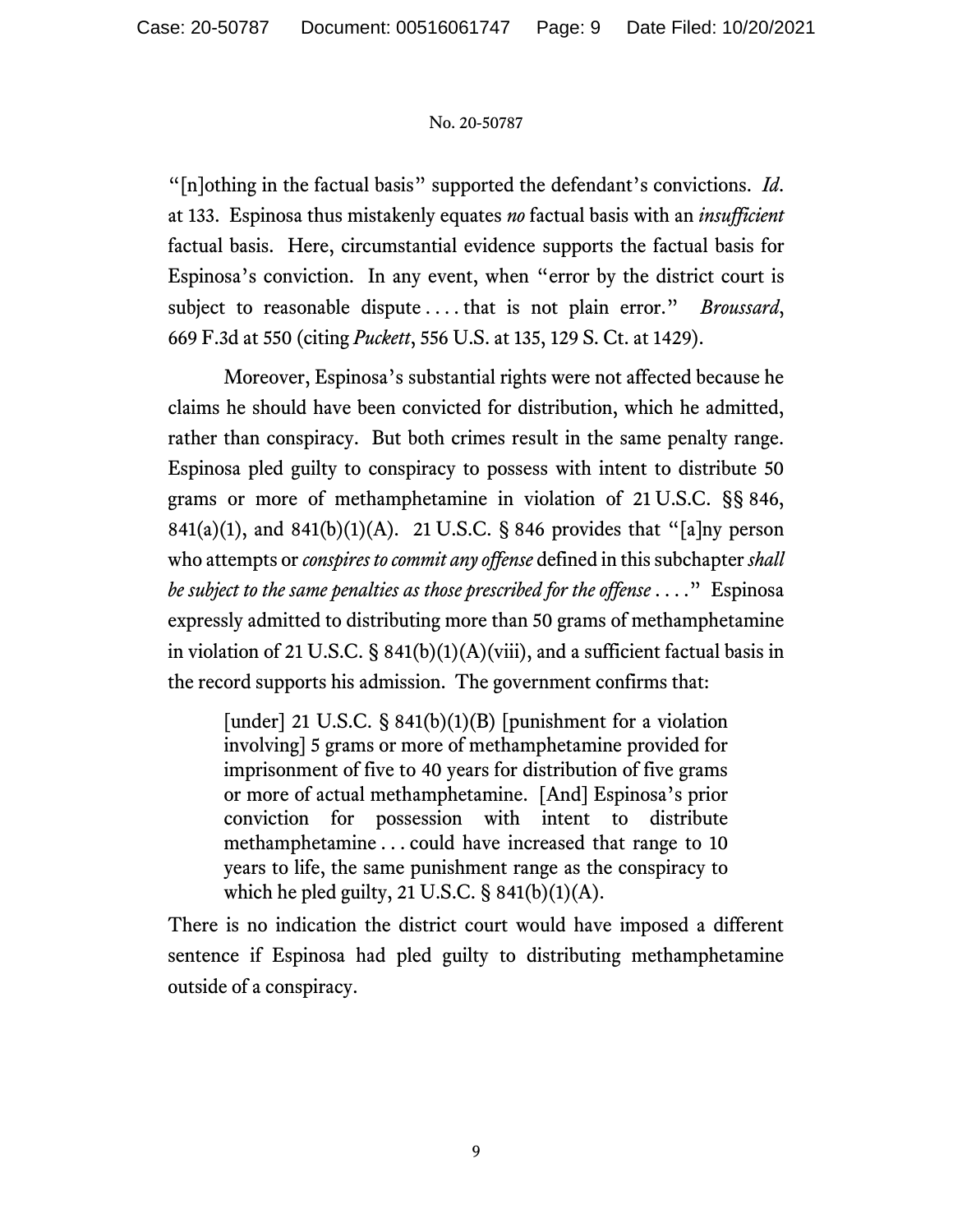"[n]othing in the factual basis" supported the defendant's convictions. *Id*. at 133. Espinosa thus mistakenly equates *no* factual basis with an *insufficient* factual basis. Here, circumstantial evidence supports the factual basis for Espinosa's conviction. In any event, when "error by the district court is subject to reasonable dispute . . . . that is not plain error." *Broussard*, 669 F.3d at 550 (citing *Puckett*, 556 U.S. at 135, 129 S. Ct. at 1429).

Moreover, Espinosa's substantial rights were not affected because he claims he should have been convicted for distribution, which he admitted, rather than conspiracy. But both crimes result in the same penalty range. Espinosa pled guilty to conspiracy to possess with intent to distribute 50 grams or more of methamphetamine in violation of 21 U.S.C. §§ 846, 841(a)(1), and 841(b)(1)(A). 21 U.S.C. § 846 provides that "[a]ny person who attempts or *conspires to commit any offense* defined in this subchapter *shall be subject to the same penalties as those prescribed for the offense* . . . ." Espinosa expressly admitted to distributing more than 50 grams of methamphetamine in violation of 21 U.S.C. § 841(b)(1)(A)(viii), and a sufficient factual basis in the record supports his admission. The government confirms that:

> [under] 21 U.S.C. § 841(b)(1)(B) [punishment for a violation involving] 5 grams or more of methamphetamine provided for imprisonment of five to 40 years for distribution of five grams or more of actual methamphetamine. [And] Espinosa's prior conviction for possession with intent to distribute methamphetamine . . . could have increased that range to 10 years to life, the same punishment range as the conspiracy to which he pled guilty, 21 U.S.C. § 841(b)(1)(A).

There is no indication the district court would have imposed a different sentence if Espinosa had pled guilty to distributing methamphetamine outside of a conspiracy.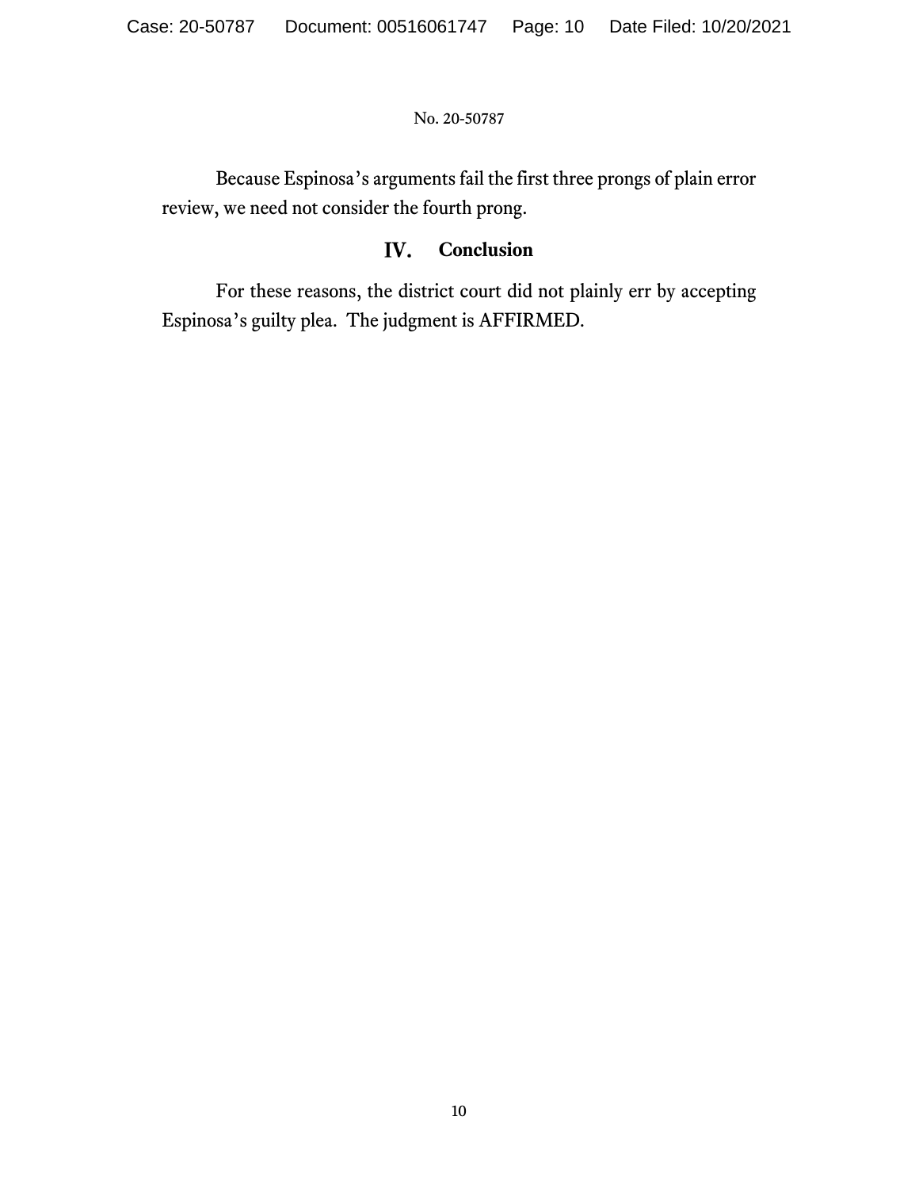Because Espinosa's arguments fail the first three prongs of plain error review, we need not consider the fourth prong.

## IV. Conclusion

For these reasons, the district court did not plainly err by accepting Espinosa's guilty plea. The judgment is AFFIRMED.